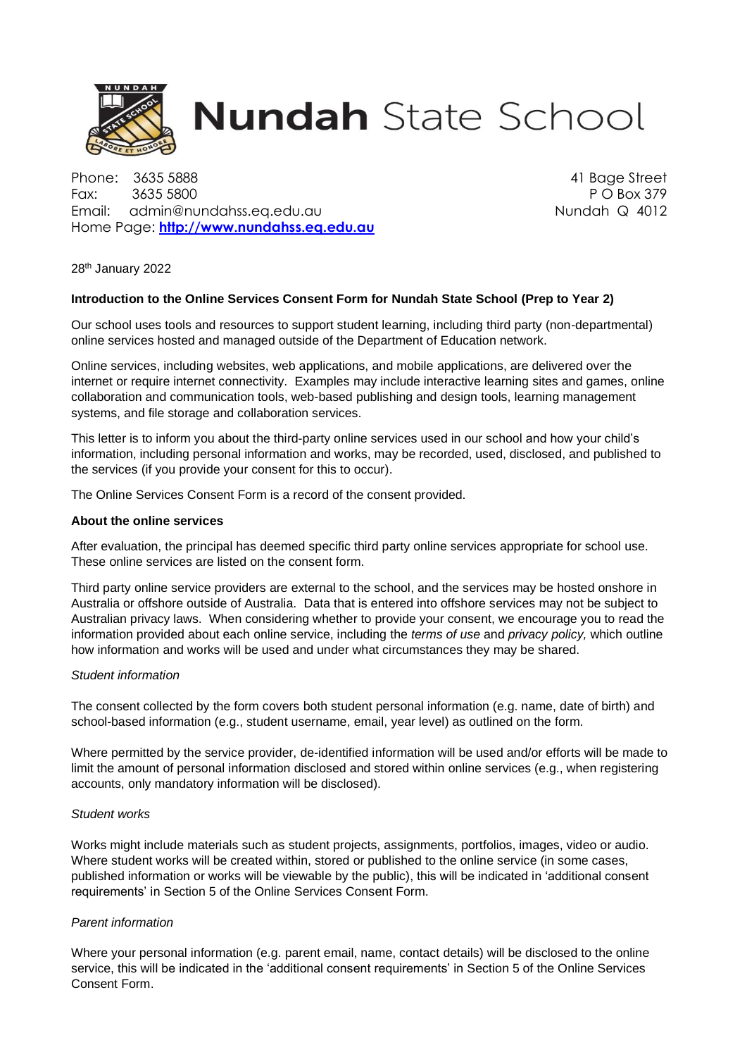# Nundah State School

Phone: 3635 5888
Fax: 3635 5800
Email: admin@nundahss.eq.edu.au
Home Page: **http://www.nundahss.eq.edu.au**

41 Bage Street
P O Box 379
Nundah Q 4012

28th January 2022

**Introduction to the Online Services Consent Form for Nundah State School (Prep to Year 2)**

Our school uses tools and resources to support student learning, including third party (non-departmental) online services hosted and managed outside of the Department of Education network.

Online services, including websites, web applications, and mobile applications, are delivered over the internet or require internet connectivity. Examples may include interactive learning sites and games, online collaboration and communication tools, web-based publishing and design tools, learning management systems, and file storage and collaboration services.

This letter is to inform you about the third-party online services used in our school and how your child's information, including personal information and works, may be recorded, used, disclosed, and published to the services (if you provide your consent for this to occur).

The Online Services Consent Form is a record of the consent provided.

**About the online services**

After evaluation, the principal has deemed specific third party online services appropriate for school use. These online services are listed on the consent form.

Third party online service providers are external to the school, and the services may be hosted onshore in Australia or offshore outside of Australia. Data that is entered into offshore services may not be subject to Australian privacy laws. When considering whether to provide your consent, we encourage you to read the information provided about each online service, including the *terms of use* and *privacy policy,* which outline how information and works will be used and under what circumstances they may be shared.

*Student information*

The consent collected by the form covers both student personal information (e.g. name, date of birth) and school-based information (e.g., student username, email, year level) as outlined on the form.

Where permitted by the service provider, de-identified information will be used and/or efforts will be made to limit the amount of personal information disclosed and stored within online services (e.g., when registering accounts, only mandatory information will be disclosed).

*Student works*

Works might include materials such as student projects, assignments, portfolios, images, video or audio. Where student works will be created within, stored or published to the online service (in some cases, published information or works will be viewable by the public), this will be indicated in 'additional consent requirements' in Section 5 of the Online Services Consent Form.

*Parent information*

Where your personal information (e.g. parent email, name, contact details) will be disclosed to the online service, this will be indicated in the 'additional consent requirements' in Section 5 of the Online Services Consent Form.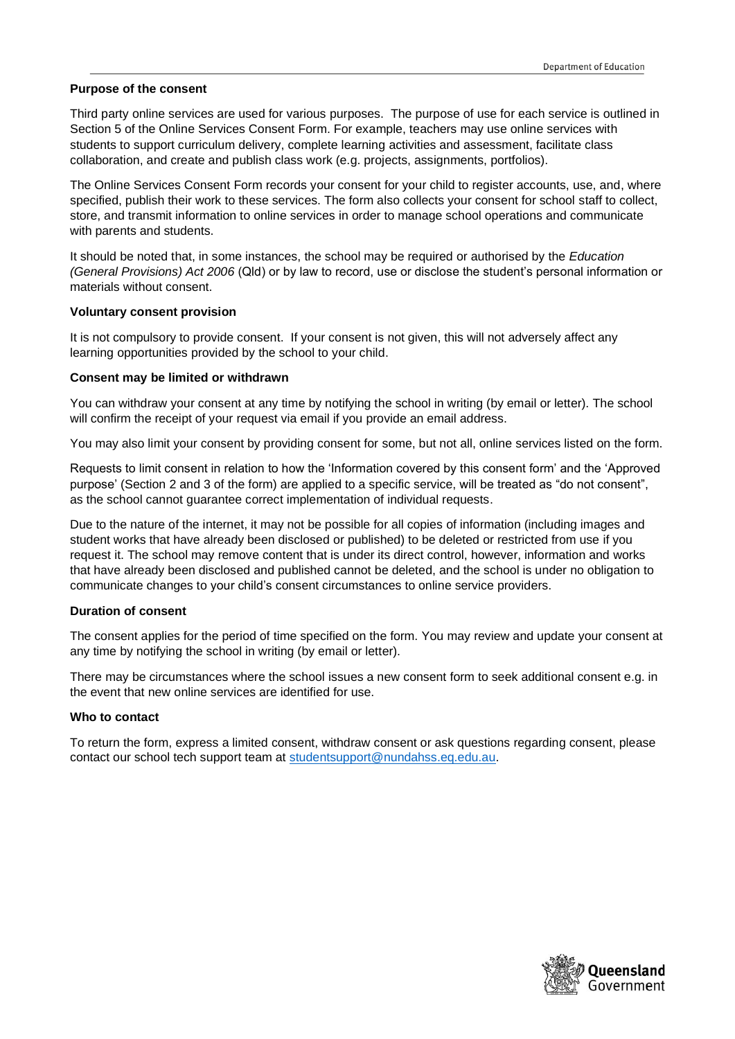**Purpose of the consent**

Third party online services are used for various purposes. The purpose of use for each service is outlined in Section 5 of the Online Services Consent Form. For example, teachers may use online services with students to support curriculum delivery, complete learning activities and assessment, facilitate class collaboration, and create and publish class work (e.g. projects, assignments, portfolios).

The Online Services Consent Form records your consent for your child to register accounts, use, and, where specified, publish their work to these services. The form also collects your consent for school staff to collect, store, and transmit information to online services in order to manage school operations and communicate with parents and students.

It should be noted that, in some instances, the school may be required or authorised by the *Education (General Provisions) Act 2006* (Qld) or by law to record, use or disclose the student's personal information or materials without consent.

**Voluntary consent provision**

It is not compulsory to provide consent. If your consent is not given, this will not adversely affect any learning opportunities provided by the school to your child.

**Consent may be limited or withdrawn**

You can withdraw your consent at any time by notifying the school in writing (by email or letter). The school will confirm the receipt of your request via email if you provide an email address.

You may also limit your consent by providing consent for some, but not all, online services listed on the form.

Requests to limit consent in relation to how the 'Information covered by this consent form' and the 'Approved purpose' (Section 2 and 3 of the form) are applied to a specific service, will be treated as "do not consent", as the school cannot guarantee correct implementation of individual requests.

Due to the nature of the internet, it may not be possible for all copies of information (including images and student works that have already been disclosed or published) to be deleted or restricted from use if you request it. The school may remove content that is under its direct control, however, information and works that have already been disclosed and published cannot be deleted, and the school is under no obligation to communicate changes to your child's consent circumstances to online service providers.

**Duration of consent**

The consent applies for the period of time specified on the form. You may review and update your consent at any time by notifying the school in writing (by email or letter).

There may be circumstances where the school issues a new consent form to seek additional consent e.g. in the event that new online services are identified for use.

**Who to contact**

To return the form, express a limited consent, withdraw consent or ask questions regarding consent, please contact our school tech support team at studentsupport@nundahss.eq.edu.au.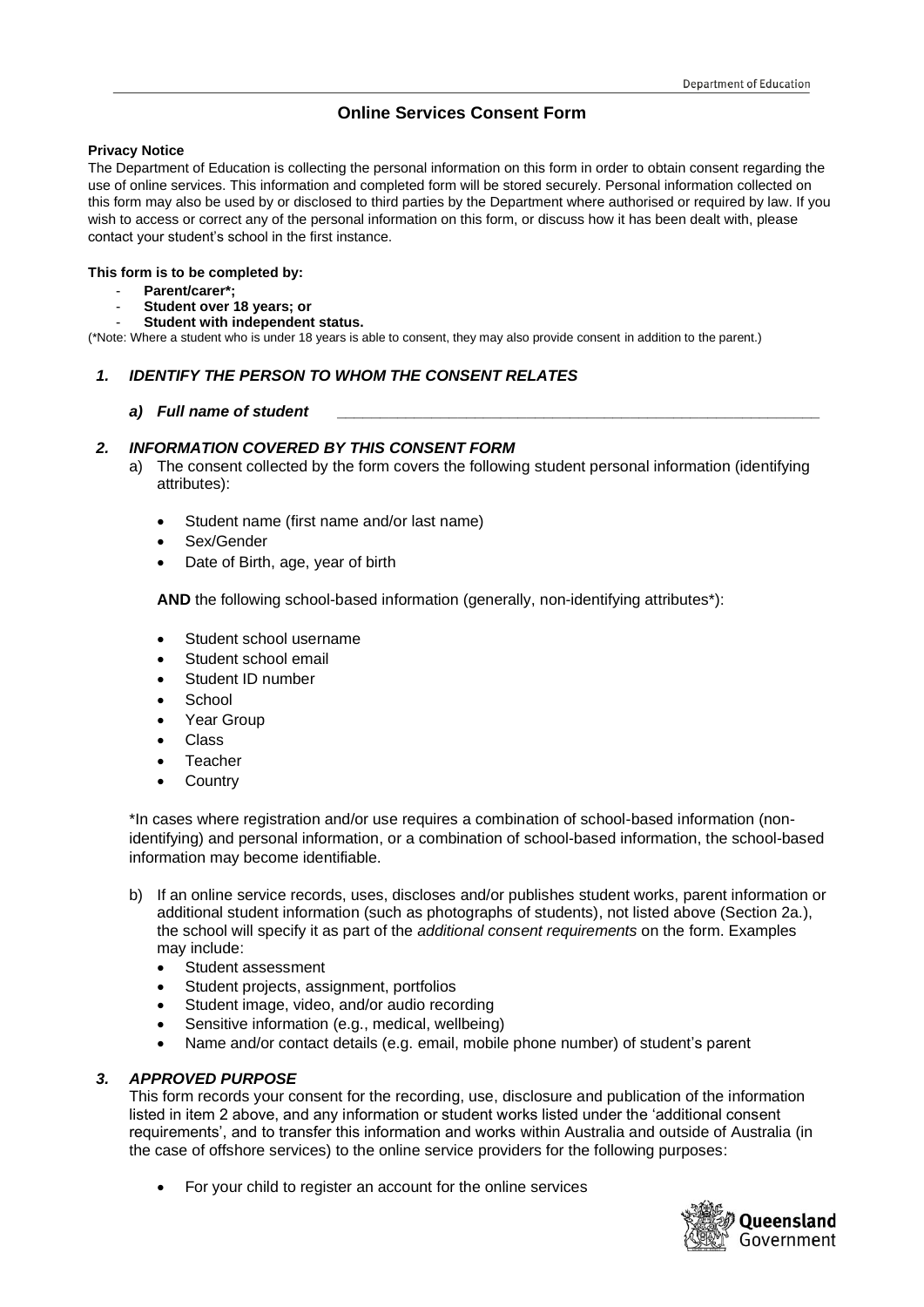# Online Services Consent Form

**Privacy Notice**

The Department of Education is collecting the personal information on this form in order to obtain consent regarding the use of online services. This information and completed form will be stored securely. Personal information collected on this form may also be used by or disclosed to third parties by the Department where authorised or required by law. If you wish to access or correct any of the personal information on this form, or discuss how it has been dealt with, please contact your student's school in the first instance.

**This form is to be completed by:**

- **Parent/carer*;**
- **Student over 18 years; or**
- **Student with independent status.**

(*Note: Where a student who is under 18 years is able to consent, they may also provide consent in addition to the parent.)

## *1. IDENTIFY THE PERSON TO WHOM THE CONSENT RELATES*

***a) Full name of student*** ______________________________________________

## *2. INFORMATION COVERED BY THIS CONSENT FORM*

a) The consent collected by the form covers the following student personal information (identifying attributes):

- Student name (first name and/or last name)
- Sex/Gender
- Date of Birth, age, year of birth

**AND** the following school-based information (generally, non-identifying attributes*):

- Student school username
- Student school email
- Student ID number
- School
- Year Group
- Class
- Teacher
- Country

*In cases where registration and/or use requires a combination of school-based information (non-identifying) and personal information, or a combination of school-based information, the school-based information may become identifiable.

b) If an online service records, uses, discloses and/or publishes student works, parent information or additional student information (such as photographs of students), not listed above (Section 2a.), the school will specify it as part of the *additional consent requirements* on the form. Examples may include:

- Student assessment
- Student projects, assignment, portfolios
- Student image, video, and/or audio recording
- Sensitive information (e.g., medical, wellbeing)
- Name and/or contact details (e.g. email, mobile phone number) of student's parent

## *3. APPROVED PURPOSE*

This form records your consent for the recording, use, disclosure and publication of the information listed in item 2 above, and any information or student works listed under the 'additional consent requirements', and to transfer this information and works within Australia and outside of Australia (in the case of offshore services) to the online service providers for the following purposes:

- For your child to register an account for the online services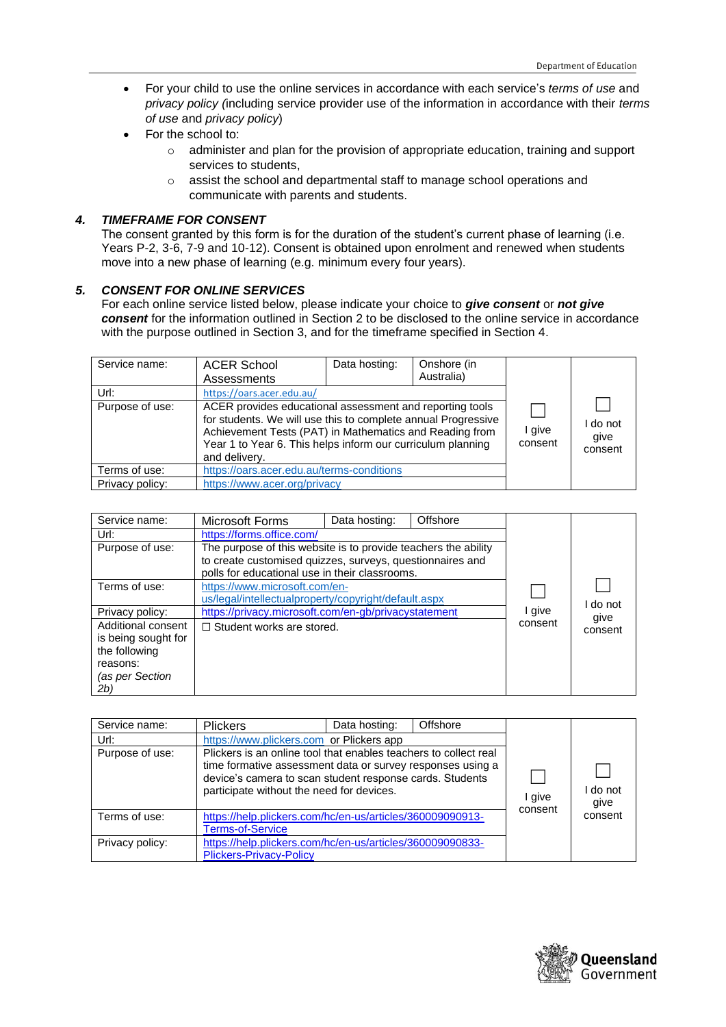- For your child to use the online services in accordance with each service's *terms of use* and *privacy policy (*including service provider use of the information in accordance with their *terms of use* and *privacy policy*)
- For the school to:
  - administer and plan for the provision of appropriate education, training and support services to students,
  - assist the school and departmental staff to manage school operations and communicate with parents and students.

### 4. TIMEFRAME FOR CONSENT

The consent granted by this form is for the duration of the student's current phase of learning (i.e. Years P-2, 3-6, 7-9 and 10-12). Consent is obtained upon enrolment and renewed when students move into a new phase of learning (e.g. minimum every four years).

### 5. CONSENT FOR ONLINE SERVICES

For each online service listed below, please indicate your choice to ***give consent*** or ***not give consent*** for the information outlined in Section 2 to be disclosed to the online service in accordance with the purpose outlined in Section 3, and for the timeframe specified in Section 4.

| Service name: | ACER School Assessments | Data hosting: | Onshore (in Australia) | ☐ I give consent | ☐ I do not give consent |
|---|---|---|---|---|---|
| Url: | https://oars.acer.edu.au/ | | | | |
| Purpose of use: | ACER provides educational assessment and reporting tools for students. We will use this to complete annual Progressive Achievement Tests (PAT) in Mathematics and Reading from Year 1 to Year 6. This helps inform our curriculum planning and delivery. | | | | |
| Terms of use: | https://oars.acer.edu.au/terms-conditions | | | | |
| Privacy policy: | https://www.acer.org/privacy | | | | |

| Service name: | Microsoft Forms | Data hosting: | Offshore | ☐ I give consent | ☐ I do not give consent |
|---|---|---|---|---|---|
| Url: | https://forms.office.com/ | | | | |
| Purpose of use: | The purpose of this website is to provide teachers the ability to create customised quizzes, surveys, questionnaires and polls for educational use in their classrooms. | | | | |
| Terms of use: | https://www.microsoft.com/en-us/legal/intellectualproperty/copyright/default.aspx | | | | |
| Privacy policy: | https://privacy.microsoft.com/en-gb/privacystatement | | | | |
| Additional consent is being sought for the following reasons: *(as per Section 2b)* | ☐ Student works are stored. | | | | |

| Service name: | Plickers | Data hosting: | Offshore | ☐ I give consent | ☐ I do not give consent |
|---|---|---|---|---|---|
| Url: | https://www.plickers.com or Plickers app | | | | |
| Purpose of use: | Plickers is an online tool that enables teachers to collect real time formative assessment data or survey responses using a device's camera to scan student response cards. Students participate without the need for devices. | | | | |
| Terms of use: | https://help.plickers.com/hc/en-us/articles/360009090913-Terms-of-Service | | | | |
| Privacy policy: | https://help.plickers.com/hc/en-us/articles/360009090833-Plickers-Privacy-Policy | | | | |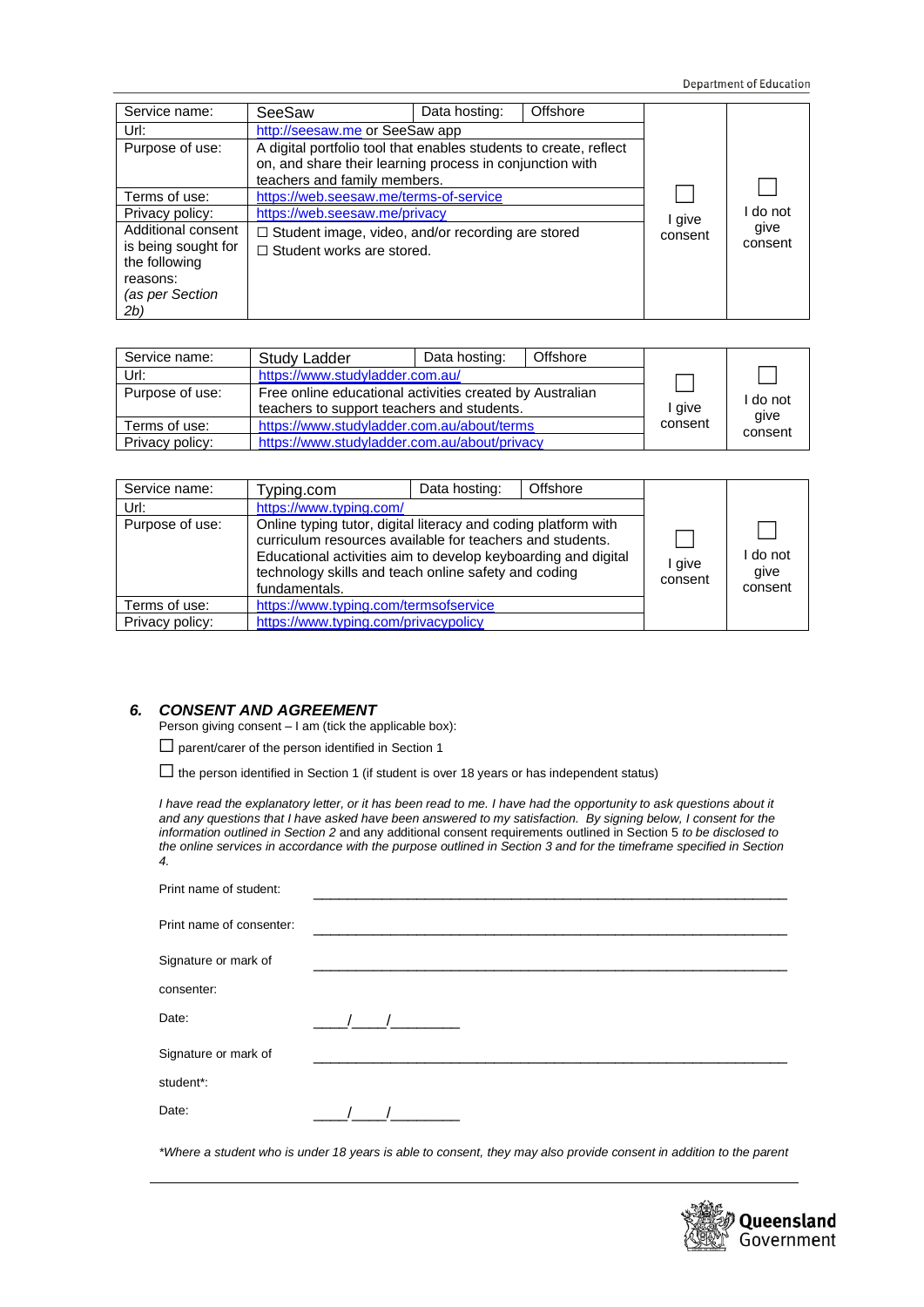| Service name: | SeeSaw | Data hosting: | Offshore | ☐ I give consent | ☐ I do not give consent |
|---|---|---|---|---|---|
| Url: | http://seesaw.me or SeeSaw app | | | | |
| Purpose of use: | A digital portfolio tool that enables students to create, reflect on, and share their learning process in conjunction with teachers and family members. | | | | |
| Terms of use: | https://web.seesaw.me/terms-of-service | | | | |
| Privacy policy: | https://web.seesaw.me/privacy | | | | |
| Additional consent is being sought for the following reasons: *(as per Section 2b)* | ☐ Student image, video, and/or recording are stored<br>☐ Student works are stored. | | | | |

| Service name: | Study Ladder | Data hosting: | Offshore | ☐ I give consent | ☐ I do not give consent |
|---|---|---|---|---|---|
| Url: | https://www.studyladder.com.au/ | | | | |
| Purpose of use: | Free online educational activities created by Australian teachers to support teachers and students. | | | | |
| Terms of use: | https://www.studyladder.com.au/about/terms | | | | |
| Privacy policy: | https://www.studyladder.com.au/about/privacy | | | | |

| Service name: | Typing.com | Data hosting: | Offshore | ☐ I give consent | ☐ I do not give consent |
|---|---|---|---|---|---|
| Url: | https://www.typing.com/ | | | | |
| Purpose of use: | Online typing tutor, digital literacy and coding platform with curriculum resources available for teachers and students. Educational activities aim to develop keyboarding and digital technology skills and teach online safety and coding fundamentals. | | | | |
| Terms of use: | https://www.typing.com/termsofservice | | | | |
| Privacy policy: | https://www.typing.com/privacypolicy | | | | |

## 6. *CONSENT AND AGREEMENT*

Person giving consent – I am (tick the applicable box):

☐ parent/carer of the person identified in Section 1

☐ the person identified in Section 1 (if student is over 18 years or has independent status)

*I have read the explanatory letter, or it has been read to me. I have had the opportunity to ask questions about it and any questions that I have asked have been answered to my satisfaction. By signing below, I consent for the information outlined in Section 2* and any additional consent requirements outlined in Section 5 *to be disclosed to the online services in accordance with the purpose outlined in Section 3 and for the timeframe specified in Section 4.*

Print name of student: ______________________________________________

Print name of consenter: ______________________________________________

Signature or mark of consenter: ______________________________________________

Date: ____/____/________

Signature or mark of student*: ______________________________________________

Date: ____/____/________

*\*Where a student who is under 18 years is able to consent, they may also provide consent in addition to the parent*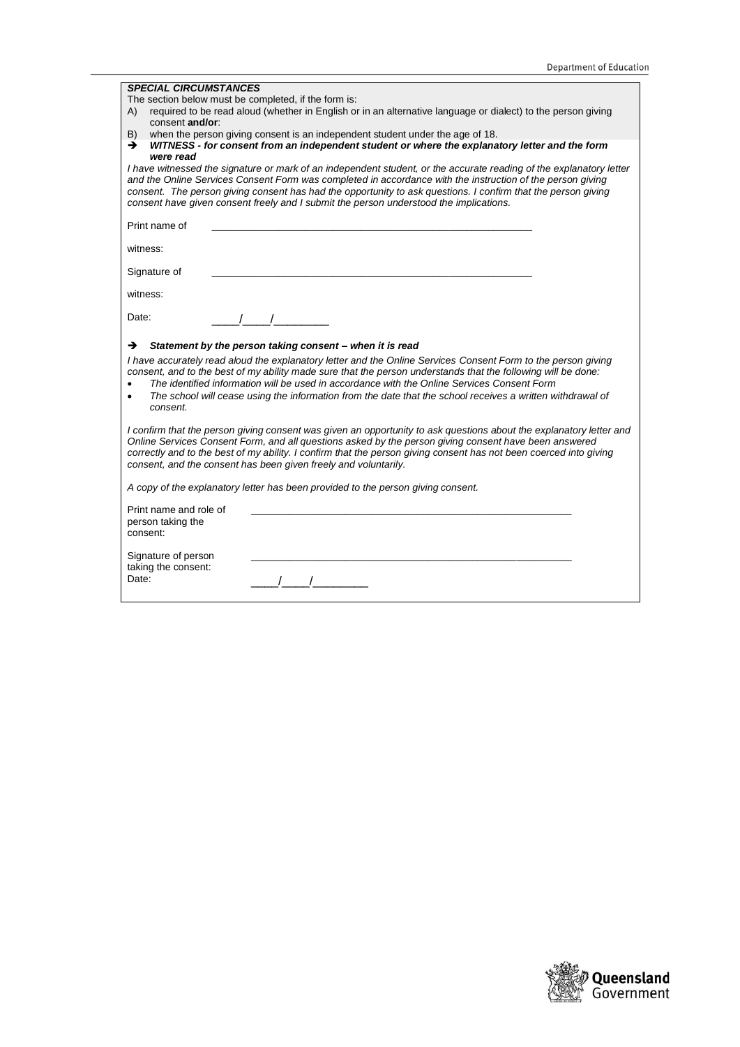***SPECIAL CIRCUMSTANCES***

The section below must be completed, if the form is:

A) required to be read aloud (whether in English or in an alternative language or dialect) to the person giving consent **and/or**:

B) when the person giving consent is an independent student under the age of 18.

➔ ***WITNESS - for consent from an independent student or where the explanatory letter and the form were read***

*I have witnessed the signature or mark of an independent student, or the accurate reading of the explanatory letter and the Online Services Consent Form was completed in accordance with the instruction of the person giving consent. The person giving consent has had the opportunity to ask questions. I confirm that the person giving consent have given consent freely and I submit the person understood the implications.*

Print name of witness: ___________________________________________________________

Signature of witness: ___________________________________________________________

Date: ____/____/_________

➔ ***Statement by the person taking consent – when it is read***

*I have accurately read aloud the explanatory letter and the Online Services Consent Form to the person giving consent, and to the best of my ability made sure that the person understands that the following will be done:*

- *The identified information will be used in accordance with the Online Services Consent Form*
- *The school will cease using the information from the date that the school receives a written withdrawal of consent.*

*I confirm that the person giving consent was given an opportunity to ask questions about the explanatory letter and Online Services Consent Form, and all questions asked by the person giving consent have been answered correctly and to the best of my ability. I confirm that the person giving consent has not been coerced into giving consent, and the consent has been given freely and voluntarily.*

*A copy of the explanatory letter has been provided to the person giving consent.*

Print name and role of person taking the consent: ___________________________________________________________

Signature of person taking the consent: ___________________________________________________________

Date: ____/____/_________